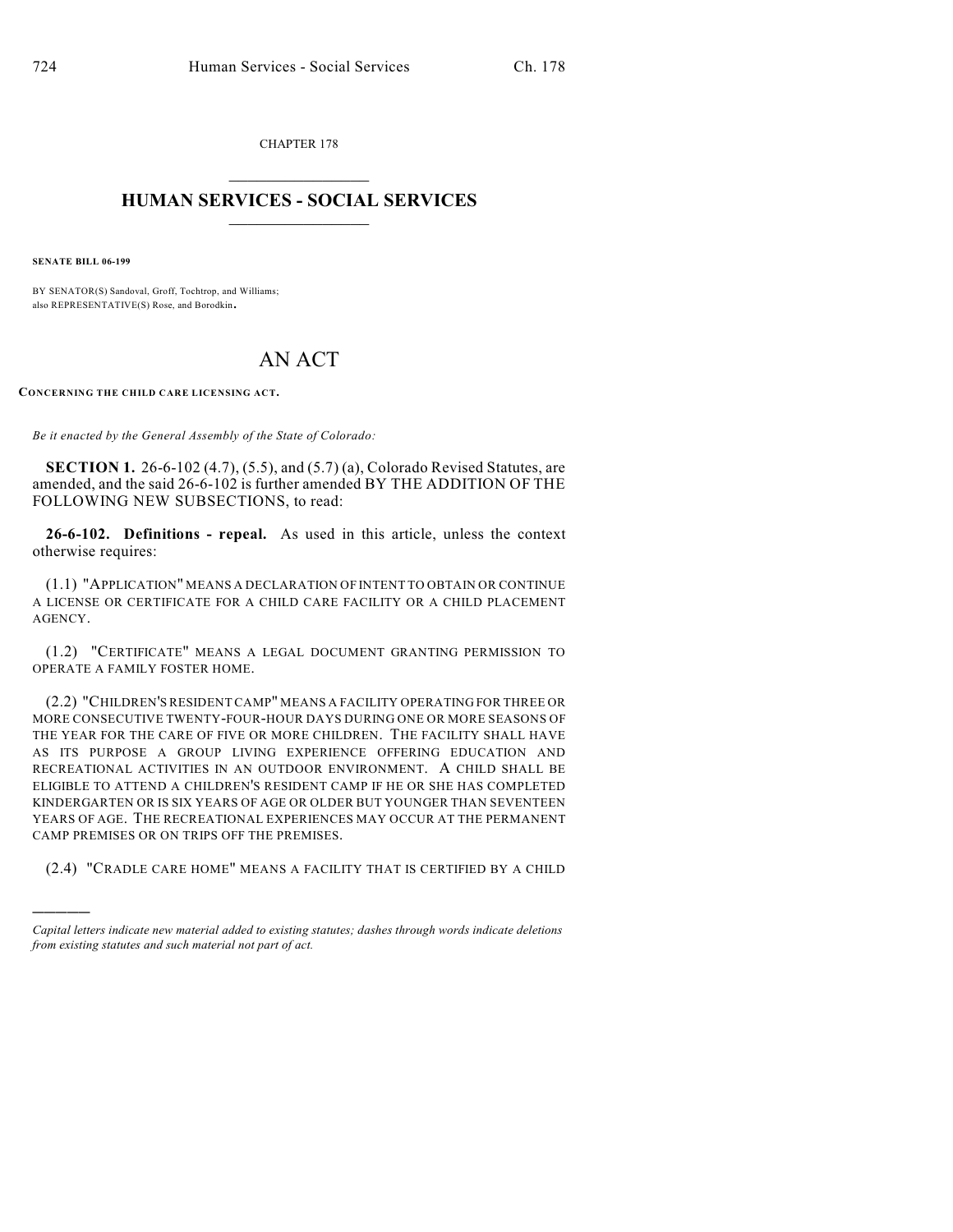CHAPTER 178

# HUMAN SERVICES - SOCIAL SERVICES

**SENATE BILL 06-199**

BY SENATOR(S) Sandoval, Groff, Tochtrop, and Williams;
also REPRESENTATIVE(S) Rose, and Borodkin.

# AN ACT

**CONCERNING THE CHILD CARE LICENSING ACT.**

*Be it enacted by the General Assembly of the State of Colorado:*

**SECTION 1.** 26-6-102 (4.7), (5.5), and (5.7) (a), Colorado Revised Statutes, are amended, and the said 26-6-102 is further amended BY THE ADDITION OF THE FOLLOWING NEW SUBSECTIONS, to read:

**26-6-102. Definitions - repeal.** As used in this article, unless the context otherwise requires:

(1.1) "APPLICATION" MEANS A DECLARATION OF INTENT TO OBTAIN OR CONTINUE A LICENSE OR CERTIFICATE FOR A CHILD CARE FACILITY OR A CHILD PLACEMENT AGENCY.

(1.2) "CERTIFICATE" MEANS A LEGAL DOCUMENT GRANTING PERMISSION TO OPERATE A FAMILY FOSTER HOME.

(2.2) "CHILDREN'S RESIDENT CAMP" MEANS A FACILITY OPERATING FOR THREE OR MORE CONSECUTIVE TWENTY-FOUR-HOUR DAYS DURING ONE OR MORE SEASONS OF THE YEAR FOR THE CARE OF FIVE OR MORE CHILDREN. THE FACILITY SHALL HAVE AS ITS PURPOSE A GROUP LIVING EXPERIENCE OFFERING EDUCATION AND RECREATIONAL ACTIVITIES IN AN OUTDOOR ENVIRONMENT. A CHILD SHALL BE ELIGIBLE TO ATTEND A CHILDREN'S RESIDENT CAMP IF HE OR SHE HAS COMPLETED KINDERGARTEN OR IS SIX YEARS OF AGE OR OLDER BUT YOUNGER THAN SEVENTEEN YEARS OF AGE. THE RECREATIONAL EXPERIENCES MAY OCCUR AT THE PERMANENT CAMP PREMISES OR ON TRIPS OFF THE PREMISES.

(2.4) "CRADLE CARE HOME" MEANS A FACILITY THAT IS CERTIFIED BY A CHILD

---

*Capital letters indicate new material added to existing statutes; dashes through words indicate deletions from existing statutes and such material not part of act.*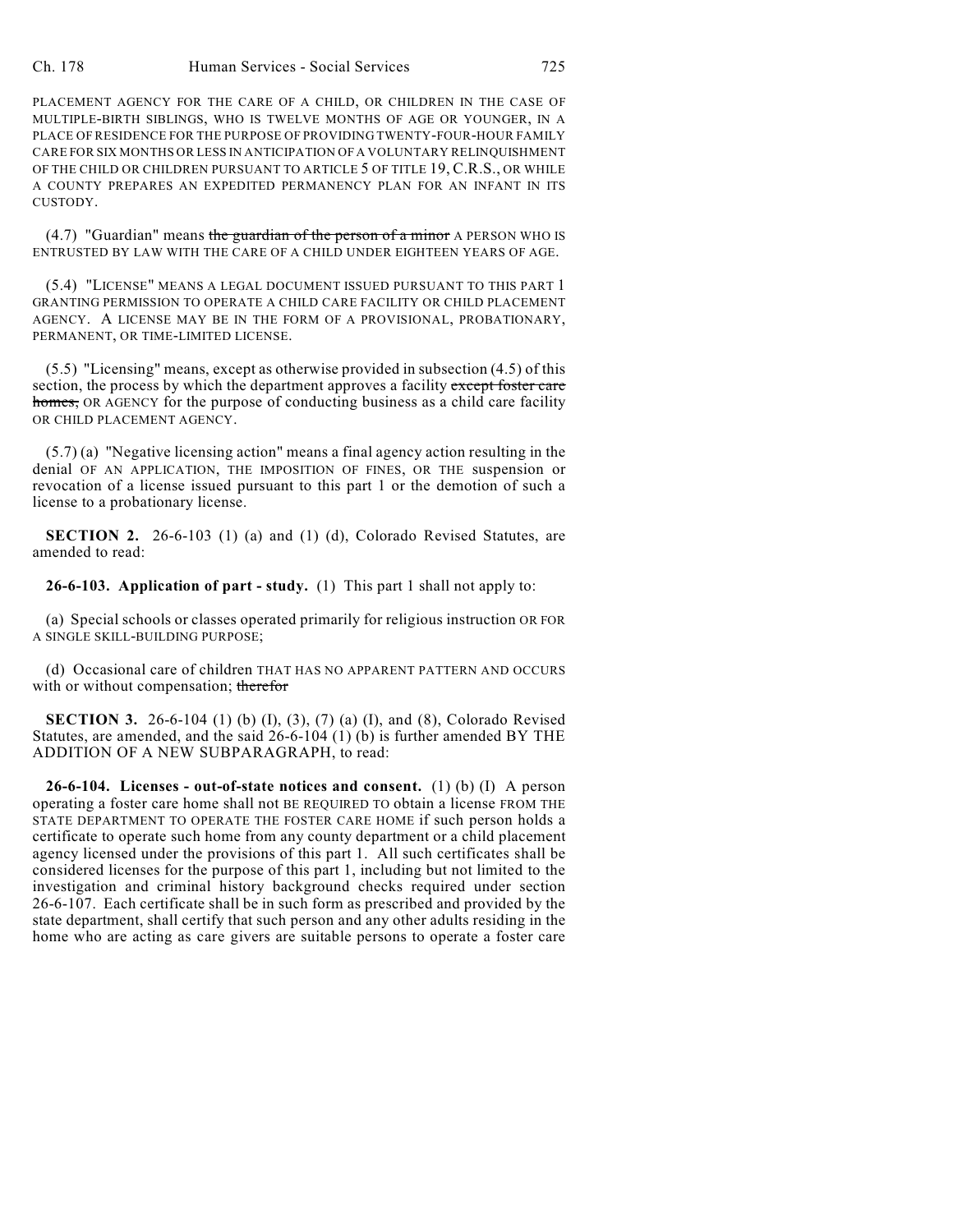PLACEMENT AGENCY FOR THE CARE OF A CHILD, OR CHILDREN IN THE CASE OF MULTIPLE-BIRTH SIBLINGS, WHO IS TWELVE MONTHS OF AGE OR YOUNGER, IN A PLACE OF RESIDENCE FOR THE PURPOSE OF PROVIDING TWENTY-FOUR-HOUR FAMILY CARE FOR SIX MONTHS OR LESS IN ANTICIPATION OF A VOLUNTARY RELINQUISHMENT OF THE CHILD OR CHILDREN PURSUANT TO ARTICLE 5 OF TITLE 19, C.R.S., OR WHILE A COUNTY PREPARES AN EXPEDITED PERMANENCY PLAN FOR AN INFANT IN ITS CUSTODY.

(4.7) "Guardian" means ~~the guardian of the person of a minor~~ A PERSON WHO IS ENTRUSTED BY LAW WITH THE CARE OF A CHILD UNDER EIGHTEEN YEARS OF AGE.

(5.4) "LICENSE" MEANS A LEGAL DOCUMENT ISSUED PURSUANT TO THIS PART 1 GRANTING PERMISSION TO OPERATE A CHILD CARE FACILITY OR CHILD PLACEMENT AGENCY. A LICENSE MAY BE IN THE FORM OF A PROVISIONAL, PROBATIONARY, PERMANENT, OR TIME-LIMITED LICENSE.

(5.5) "Licensing" means, except as otherwise provided in subsection (4.5) of this section, the process by which the department approves a facility ~~except foster care homes,~~ OR AGENCY for the purpose of conducting business as a child care facility OR CHILD PLACEMENT AGENCY.

(5.7) (a) "Negative licensing action" means a final agency action resulting in the denial OF AN APPLICATION, THE IMPOSITION OF FINES, OR THE suspension or revocation of a license issued pursuant to this part 1 or the demotion of such a license to a probationary license.

**SECTION 2.** 26-6-103 (1) (a) and (1) (d), Colorado Revised Statutes, are amended to read:

**26-6-103. Application of part - study.** (1) This part 1 shall not apply to:

(a) Special schools or classes operated primarily for religious instruction OR FOR A SINGLE SKILL-BUILDING PURPOSE;

(d) Occasional care of children THAT HAS NO APPARENT PATTERN AND OCCURS with or without compensation; ~~therefor~~

**SECTION 3.** 26-6-104 (1) (b) (I), (3), (7) (a) (I), and (8), Colorado Revised Statutes, are amended, and the said 26-6-104 (1) (b) is further amended BY THE ADDITION OF A NEW SUBPARAGRAPH, to read:

**26-6-104. Licenses - out-of-state notices and consent.** (1) (b) (I) A person operating a foster care home shall not BE REQUIRED TO obtain a license FROM THE STATE DEPARTMENT TO OPERATE THE FOSTER CARE HOME if such person holds a certificate to operate such home from any county department or a child placement agency licensed under the provisions of this part 1. All such certificates shall be considered licenses for the purpose of this part 1, including but not limited to the investigation and criminal history background checks required under section 26-6-107. Each certificate shall be in such form as prescribed and provided by the state department, shall certify that such person and any other adults residing in the home who are acting as care givers are suitable persons to operate a foster care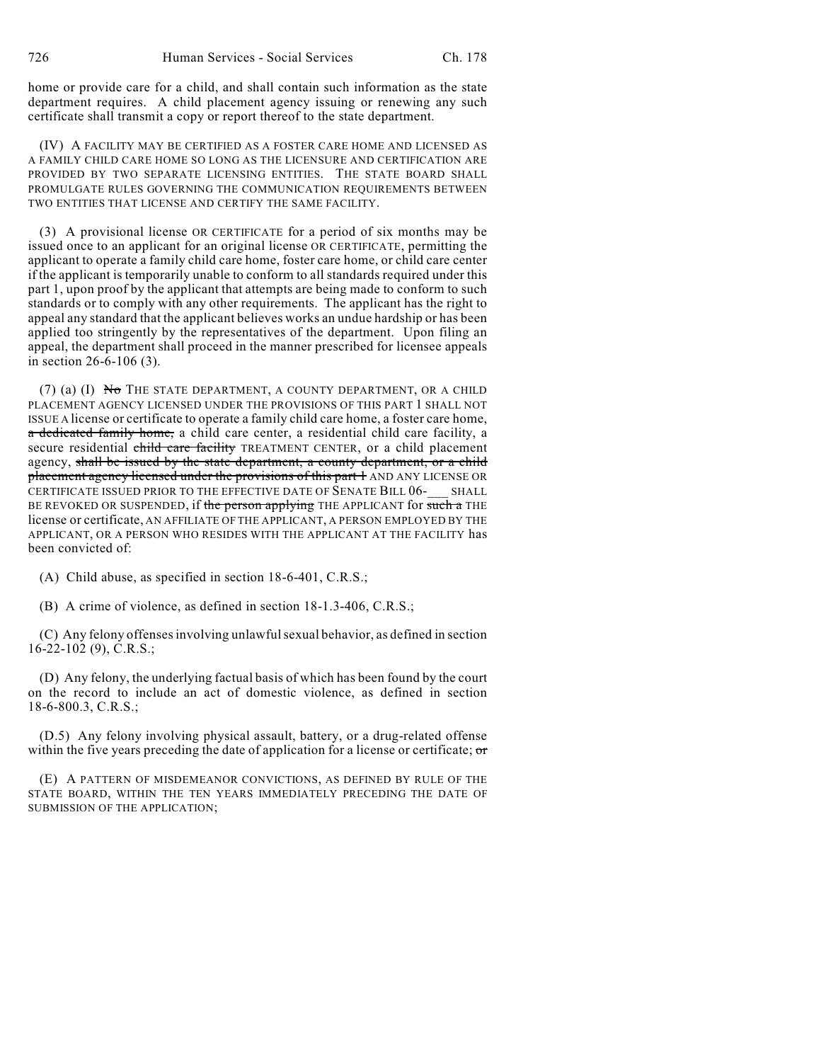home or provide care for a child, and shall contain such information as the state department requires. A child placement agency issuing or renewing any such certificate shall transmit a copy or report thereof to the state department.

(IV) A FACILITY MAY BE CERTIFIED AS A FOSTER CARE HOME AND LICENSED AS A FAMILY CHILD CARE HOME SO LONG AS THE LICENSURE AND CERTIFICATION ARE PROVIDED BY TWO SEPARATE LICENSING ENTITIES. THE STATE BOARD SHALL PROMULGATE RULES GOVERNING THE COMMUNICATION REQUIREMENTS BETWEEN TWO ENTITIES THAT LICENSE AND CERTIFY THE SAME FACILITY.

(3) A provisional license OR CERTIFICATE for a period of six months may be issued once to an applicant for an original license OR CERTIFICATE, permitting the applicant to operate a family child care home, foster care home, or child care center if the applicant is temporarily unable to conform to all standards required under this part 1, upon proof by the applicant that attempts are being made to conform to such standards or to comply with any other requirements. The applicant has the right to appeal any standard that the applicant believes works an undue hardship or has been applied too stringently by the representatives of the department. Upon filing an appeal, the department shall proceed in the manner prescribed for licensee appeals in section 26-6-106 (3).

(7) (a) (I) ~~No~~ THE STATE DEPARTMENT, A COUNTY DEPARTMENT, OR A CHILD PLACEMENT AGENCY LICENSED UNDER THE PROVISIONS OF THIS PART 1 SHALL NOT ISSUE A license or certificate to operate a family child care home, a foster care home, ~~a dedicated family home,~~ a child care center, a residential child care facility, a secure residential ~~child care facility~~ TREATMENT CENTER, or a child placement agency, ~~shall be issued by the state department, a county department, or a child placement agency licensed under the provisions of this part 1~~ AND ANY LICENSE OR CERTIFICATE ISSUED PRIOR TO THE EFFECTIVE DATE OF SENATE BILL 06-___ SHALL BE REVOKED OR SUSPENDED, if ~~the person applying~~ THE APPLICANT for ~~such a~~ THE license or certificate, AN AFFILIATE OF THE APPLICANT, A PERSON EMPLOYED BY THE APPLICANT, OR A PERSON WHO RESIDES WITH THE APPLICANT AT THE FACILITY has been convicted of:

(A) Child abuse, as specified in section 18-6-401, C.R.S.;

(B) A crime of violence, as defined in section 18-1.3-406, C.R.S.;

(C) Any felony offenses involving unlawful sexual behavior, as defined in section 16-22-102 (9), C.R.S.;

(D) Any felony, the underlying factual basis of which has been found by the court on the record to include an act of domestic violence, as defined in section 18-6-800.3, C.R.S.;

(D.5) Any felony involving physical assault, battery, or a drug-related offense within the five years preceding the date of application for a license or certificate; ~~or~~

(E) A PATTERN OF MISDEMEANOR CONVICTIONS, AS DEFINED BY RULE OF THE STATE BOARD, WITHIN THE TEN YEARS IMMEDIATELY PRECEDING THE DATE OF SUBMISSION OF THE APPLICATION;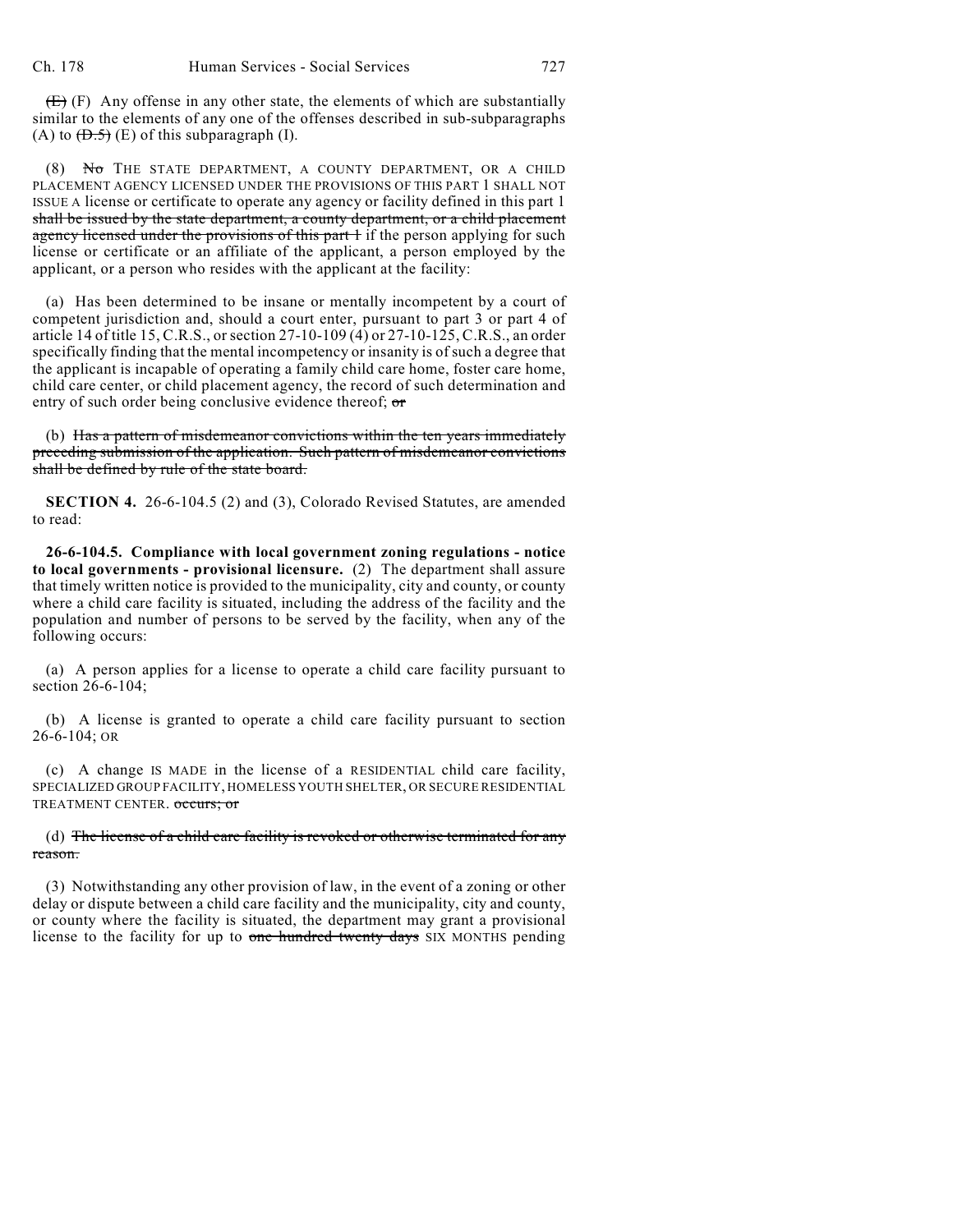~~(E)~~ (F) Any offense in any other state, the elements of which are substantially similar to the elements of any one of the offenses described in sub-subparagraphs (A) to ~~(D.5)~~ (E) of this subparagraph (I).

(8) ~~No~~ THE STATE DEPARTMENT, A COUNTY DEPARTMENT, OR A CHILD PLACEMENT AGENCY LICENSED UNDER THE PROVISIONS OF THIS PART 1 SHALL NOT ISSUE A license or certificate to operate any agency or facility defined in this part 1 ~~shall be issued by the state department, a county department, or a child placement agency licensed under the provisions of this part 1~~ if the person applying for such license or certificate or an affiliate of the applicant, a person employed by the applicant, or a person who resides with the applicant at the facility:

(a) Has been determined to be insane or mentally incompetent by a court of competent jurisdiction and, should a court enter, pursuant to part 3 or part 4 of article 14 of title 15, C.R.S., or section 27-10-109 (4) or 27-10-125, C.R.S., an order specifically finding that the mental incompetency or insanity is of such a degree that the applicant is incapable of operating a family child care home, foster care home, child care center, or child placement agency, the record of such determination and entry of such order being conclusive evidence thereof; ~~or~~

(b) ~~Has a pattern of misdemeanor convictions within the ten years immediately preceding submission of the application. Such pattern of misdemeanor convictions shall be defined by rule of the state board.~~

**SECTION 4.** 26-6-104.5 (2) and (3), Colorado Revised Statutes, are amended to read:

**26-6-104.5. Compliance with local government zoning regulations - notice to local governments - provisional licensure.** (2) The department shall assure that timely written notice is provided to the municipality, city and county, or county where a child care facility is situated, including the address of the facility and the population and number of persons to be served by the facility, when any of the following occurs:

(a) A person applies for a license to operate a child care facility pursuant to section 26-6-104;

(b) A license is granted to operate a child care facility pursuant to section 26-6-104; OR

(c) A change IS MADE in the license of a RESIDENTIAL child care facility, SPECIALIZED GROUP FACILITY, HOMELESS YOUTH SHELTER, OR SECURE RESIDENTIAL TREATMENT CENTER. ~~occurs; or~~

(d) ~~The license of a child care facility is revoked or otherwise terminated for any reason.~~

(3) Notwithstanding any other provision of law, in the event of a zoning or other delay or dispute between a child care facility and the municipality, city and county, or county where the facility is situated, the department may grant a provisional license to the facility for up to ~~one hundred twenty days~~ SIX MONTHS pending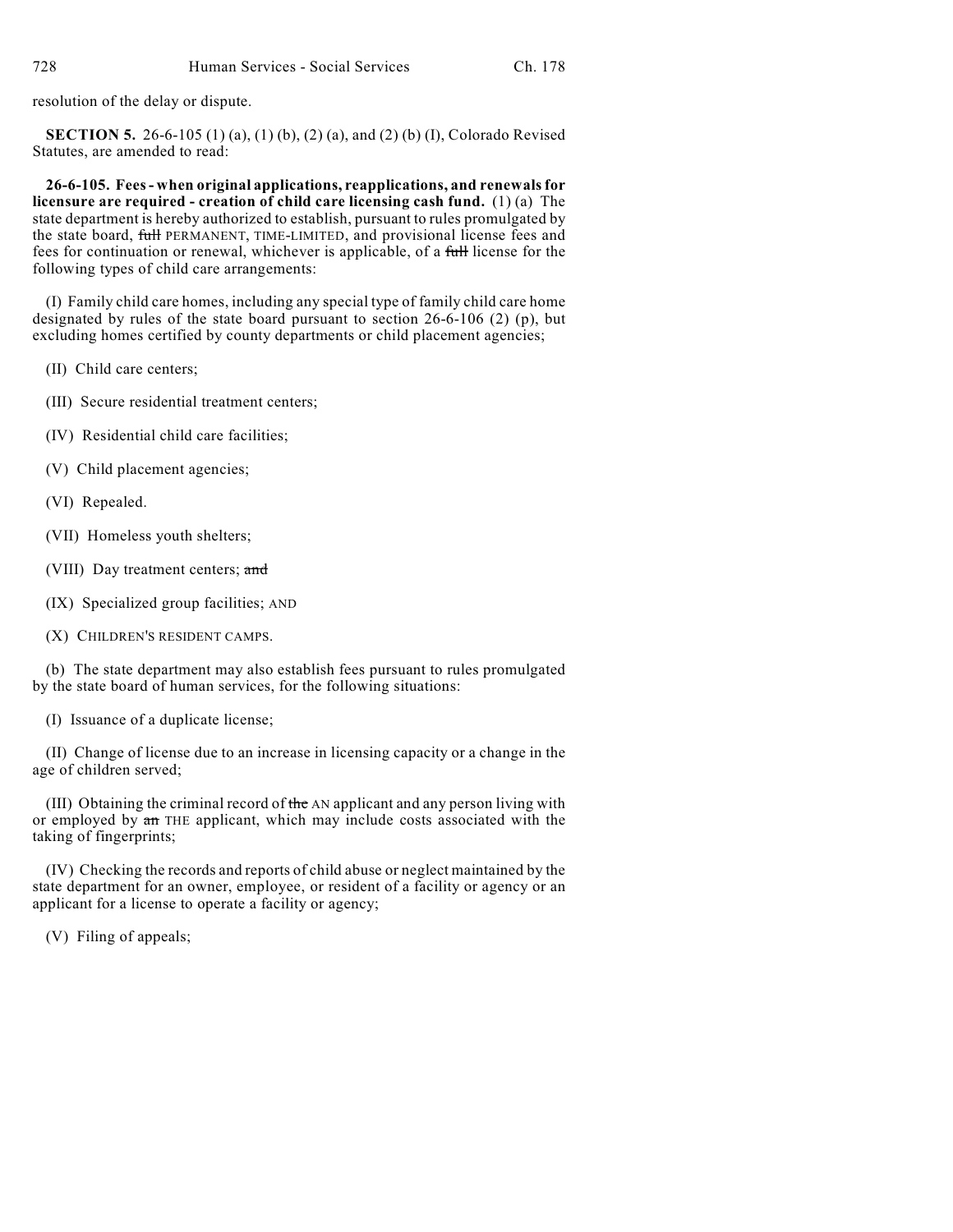resolution of the delay or dispute.

**SECTION 5.** 26-6-105 (1) (a), (1) (b), (2) (a), and (2) (b) (I), Colorado Revised Statutes, are amended to read:

**26-6-105. Fees - when original applications, reapplications, and renewals for licensure are required - creation of child care licensing cash fund.** (1) (a) The state department is hereby authorized to establish, pursuant to rules promulgated by the state board, ~~full~~ PERMANENT, TIME-LIMITED, and provisional license fees and fees for continuation or renewal, whichever is applicable, of a ~~full~~ license for the following types of child care arrangements:

(I) Family child care homes, including any special type of family child care home designated by rules of the state board pursuant to section 26-6-106 (2) (p), but excluding homes certified by county departments or child placement agencies;

(II) Child care centers;

(III) Secure residential treatment centers;

(IV) Residential child care facilities;

(V) Child placement agencies;

(VI) Repealed.

(VII) Homeless youth shelters;

(VIII) Day treatment centers; ~~and~~

(IX) Specialized group facilities; AND

(X) CHILDREN'S RESIDENT CAMPS.

(b) The state department may also establish fees pursuant to rules promulgated by the state board of human services, for the following situations:

(I) Issuance of a duplicate license;

(II) Change of license due to an increase in licensing capacity or a change in the age of children served;

(III) Obtaining the criminal record of ~~the~~ AN applicant and any person living with or employed by ~~an~~ THE applicant, which may include costs associated with the taking of fingerprints;

(IV) Checking the records and reports of child abuse or neglect maintained by the state department for an owner, employee, or resident of a facility or agency or an applicant for a license to operate a facility or agency;

(V) Filing of appeals;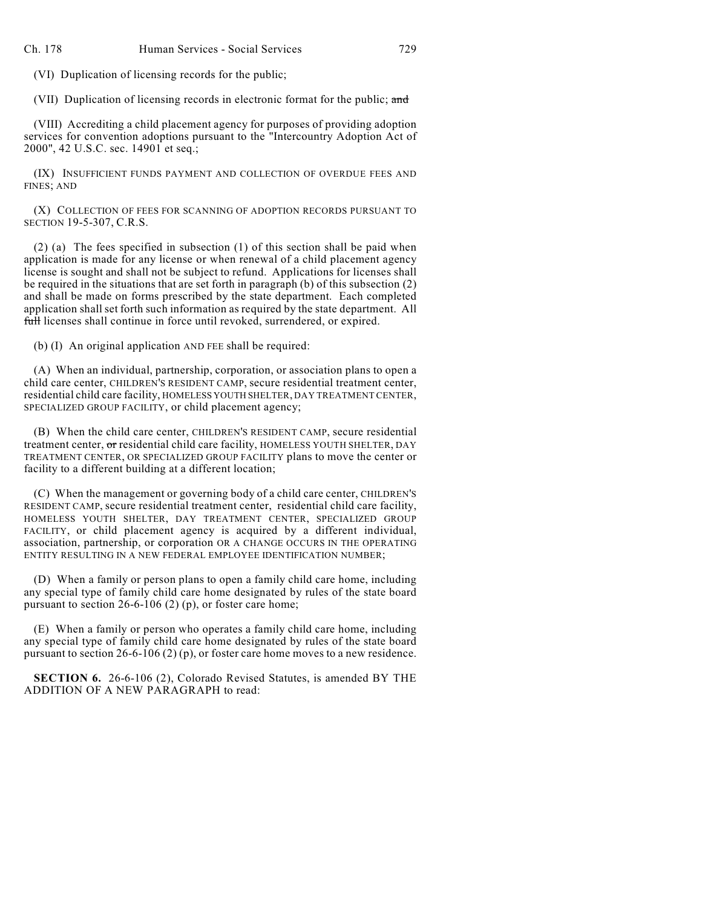(VI) Duplication of licensing records for the public;

(VII) Duplication of licensing records in electronic format for the public; ~~and~~

(VIII) Accrediting a child placement agency for purposes of providing adoption services for convention adoptions pursuant to the "Intercountry Adoption Act of 2000", 42 U.S.C. sec. 14901 et seq.;

(IX) INSUFFICIENT FUNDS PAYMENT AND COLLECTION OF OVERDUE FEES AND FINES; AND

(X) COLLECTION OF FEES FOR SCANNING OF ADOPTION RECORDS PURSUANT TO SECTION 19-5-307, C.R.S.

(2) (a) The fees specified in subsection (1) of this section shall be paid when application is made for any license or when renewal of a child placement agency license is sought and shall not be subject to refund. Applications for licenses shall be required in the situations that are set forth in paragraph (b) of this subsection (2) and shall be made on forms prescribed by the state department. Each completed application shall set forth such information as required by the state department. All ~~full~~ licenses shall continue in force until revoked, surrendered, or expired.

(b) (I) An original application AND FEE shall be required:

(A) When an individual, partnership, corporation, or association plans to open a child care center, CHILDREN'S RESIDENT CAMP, secure residential treatment center, residential child care facility, HOMELESS YOUTH SHELTER, DAY TREATMENT CENTER, SPECIALIZED GROUP FACILITY, or child placement agency;

(B) When the child care center, CHILDREN'S RESIDENT CAMP, secure residential treatment center, ~~or~~ residential child care facility, HOMELESS YOUTH SHELTER, DAY TREATMENT CENTER, OR SPECIALIZED GROUP FACILITY plans to move the center or facility to a different building at a different location;

(C) When the management or governing body of a child care center, CHILDREN'S RESIDENT CAMP, secure residential treatment center, residential child care facility, HOMELESS YOUTH SHELTER, DAY TREATMENT CENTER, SPECIALIZED GROUP FACILITY, or child placement agency is acquired by a different individual, association, partnership, or corporation OR A CHANGE OCCURS IN THE OPERATING ENTITY RESULTING IN A NEW FEDERAL EMPLOYEE IDENTIFICATION NUMBER;

(D) When a family or person plans to open a family child care home, including any special type of family child care home designated by rules of the state board pursuant to section 26-6-106 (2) (p), or foster care home;

(E) When a family or person who operates a family child care home, including any special type of family child care home designated by rules of the state board pursuant to section 26-6-106 (2) (p), or foster care home moves to a new residence.

**SECTION 6.** 26-6-106 (2), Colorado Revised Statutes, is amended BY THE ADDITION OF A NEW PARAGRAPH to read: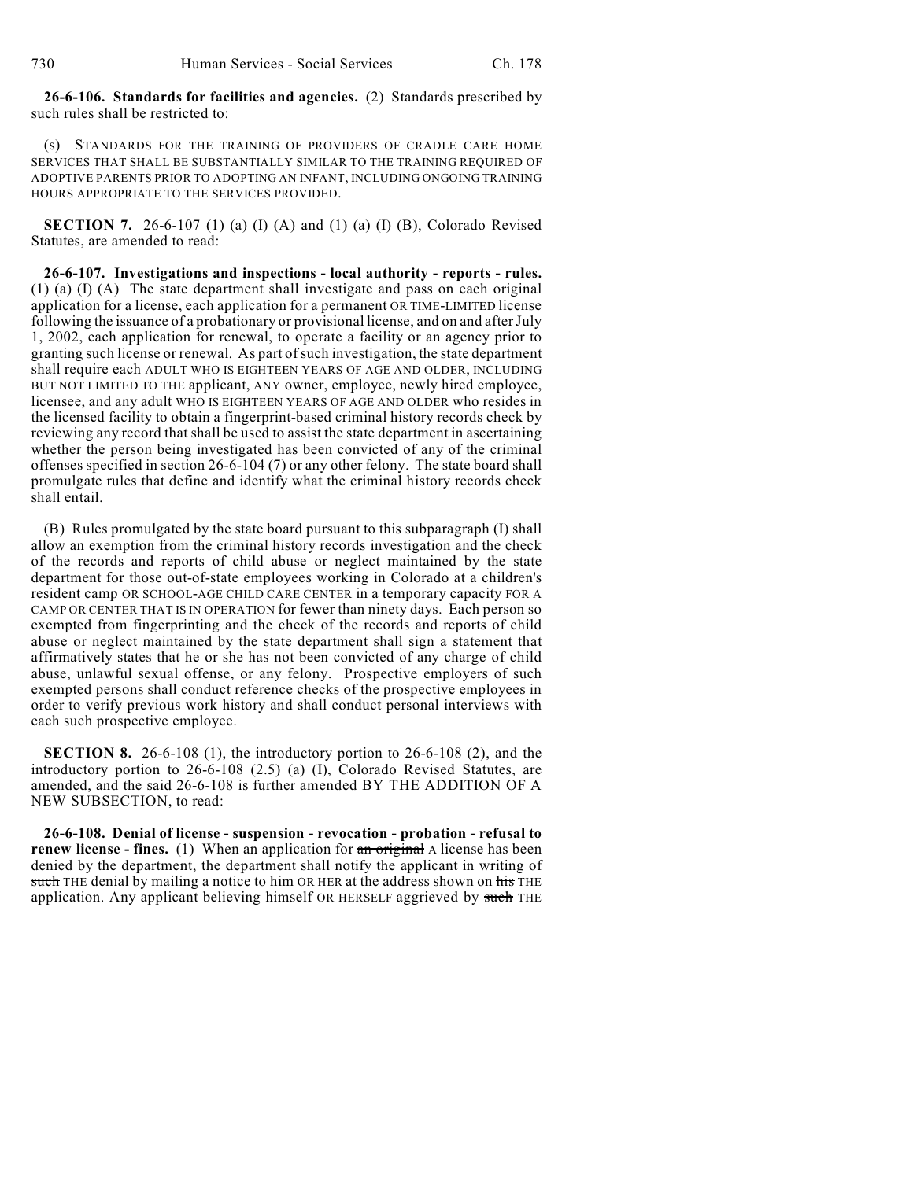**26-6-106. Standards for facilities and agencies.** (2) Standards prescribed by such rules shall be restricted to:

(s) STANDARDS FOR THE TRAINING OF PROVIDERS OF CRADLE CARE HOME SERVICES THAT SHALL BE SUBSTANTIALLY SIMILAR TO THE TRAINING REQUIRED OF ADOPTIVE PARENTS PRIOR TO ADOPTING AN INFANT, INCLUDING ONGOING TRAINING HOURS APPROPRIATE TO THE SERVICES PROVIDED.

**SECTION 7.** 26-6-107 (1) (a) (I) (A) and (1) (a) (I) (B), Colorado Revised Statutes, are amended to read:

**26-6-107. Investigations and inspections - local authority - reports - rules.** (1) (a) (I) (A) The state department shall investigate and pass on each original application for a license, each application for a permanent OR TIME-LIMITED license following the issuance of a probationary or provisional license, and on and after July 1, 2002, each application for renewal, to operate a facility or an agency prior to granting such license or renewal. As part of such investigation, the state department shall require each ADULT WHO IS EIGHTEEN YEARS OF AGE AND OLDER, INCLUDING BUT NOT LIMITED TO THE applicant, ANY owner, employee, newly hired employee, licensee, and any adult WHO IS EIGHTEEN YEARS OF AGE AND OLDER who resides in the licensed facility to obtain a fingerprint-based criminal history records check by reviewing any record that shall be used to assist the state department in ascertaining whether the person being investigated has been convicted of any of the criminal offenses specified in section 26-6-104 (7) or any other felony. The state board shall promulgate rules that define and identify what the criminal history records check shall entail.

(B) Rules promulgated by the state board pursuant to this subparagraph (I) shall allow an exemption from the criminal history records investigation and the check of the records and reports of child abuse or neglect maintained by the state department for those out-of-state employees working in Colorado at a children's resident camp OR SCHOOL-AGE CHILD CARE CENTER in a temporary capacity FOR A CAMP OR CENTER THAT IS IN OPERATION for fewer than ninety days. Each person so exempted from fingerprinting and the check of the records and reports of child abuse or neglect maintained by the state department shall sign a statement that affirmatively states that he or she has not been convicted of any charge of child abuse, unlawful sexual offense, or any felony. Prospective employers of such exempted persons shall conduct reference checks of the prospective employees in order to verify previous work history and shall conduct personal interviews with each such prospective employee.

**SECTION 8.** 26-6-108 (1), the introductory portion to 26-6-108 (2), and the introductory portion to 26-6-108 (2.5) (a) (I), Colorado Revised Statutes, are amended, and the said 26-6-108 is further amended BY THE ADDITION OF A NEW SUBSECTION, to read:

**26-6-108. Denial of license - suspension - revocation - probation - refusal to renew license - fines.** (1) When an application for ~~an original~~ A license has been denied by the department, the department shall notify the applicant in writing of ~~such~~ THE denial by mailing a notice to him OR HER at the address shown on ~~his~~ THE application. Any applicant believing himself OR HERSELF aggrieved by ~~such~~ THE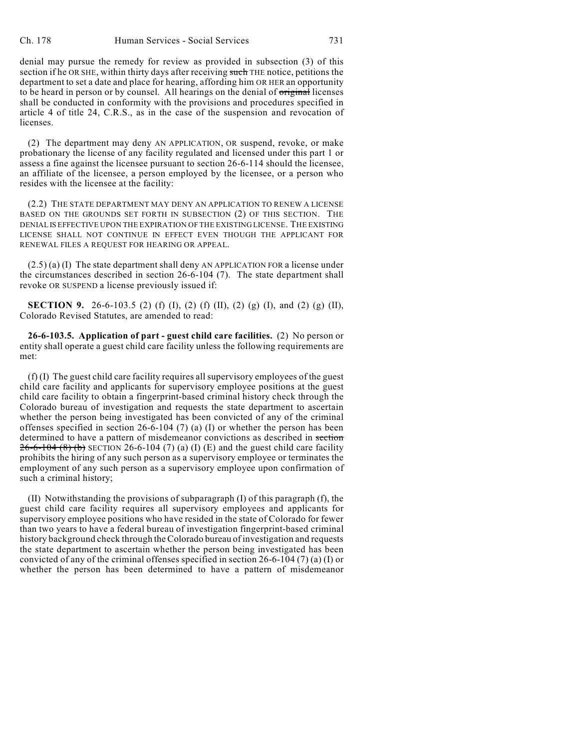denial may pursue the remedy for review as provided in subsection (3) of this section if he OR SHE, within thirty days after receiving ~~such~~ THE notice, petitions the department to set a date and place for hearing, affording him OR HER an opportunity to be heard in person or by counsel. All hearings on the denial of ~~original~~ licenses shall be conducted in conformity with the provisions and procedures specified in article 4 of title 24, C.R.S., as in the case of the suspension and revocation of licenses.

(2) The department may deny AN APPLICATION, OR suspend, revoke, or make probationary the license of any facility regulated and licensed under this part 1 or assess a fine against the licensee pursuant to section 26-6-114 should the licensee, an affiliate of the licensee, a person employed by the licensee, or a person who resides with the licensee at the facility:

(2.2) THE STATE DEPARTMENT MAY DENY AN APPLICATION TO RENEW A LICENSE BASED ON THE GROUNDS SET FORTH IN SUBSECTION (2) OF THIS SECTION. THE DENIAL IS EFFECTIVE UPON THE EXPIRATION OF THE EXISTING LICENSE. THE EXISTING LICENSE SHALL NOT CONTINUE IN EFFECT EVEN THOUGH THE APPLICANT FOR RENEWAL FILES A REQUEST FOR HEARING OR APPEAL.

(2.5) (a) (I) The state department shall deny AN APPLICATION FOR a license under the circumstances described in section 26-6-104 (7). The state department shall revoke OR SUSPEND a license previously issued if:

**SECTION 9.** 26-6-103.5 (2) (f) (I), (2) (f) (II), (2) (g) (I), and (2) (g) (II), Colorado Revised Statutes, are amended to read:

**26-6-103.5. Application of part - guest child care facilities.** (2) No person or entity shall operate a guest child care facility unless the following requirements are met:

(f) (I) The guest child care facility requires all supervisory employees of the guest child care facility and applicants for supervisory employee positions at the guest child care facility to obtain a fingerprint-based criminal history check through the Colorado bureau of investigation and requests the state department to ascertain whether the person being investigated has been convicted of any of the criminal offenses specified in section 26-6-104 (7) (a) (I) or whether the person has been determined to have a pattern of misdemeanor convictions as described in ~~section 26-6-104 (8) (b)~~ SECTION 26-6-104 (7) (a) (I) (E) and the guest child care facility prohibits the hiring of any such person as a supervisory employee or terminates the employment of any such person as a supervisory employee upon confirmation of such a criminal history;

(II) Notwithstanding the provisions of subparagraph (I) of this paragraph (f), the guest child care facility requires all supervisory employees and applicants for supervisory employee positions who have resided in the state of Colorado for fewer than two years to have a federal bureau of investigation fingerprint-based criminal history background check through the Colorado bureau of investigation and requests the state department to ascertain whether the person being investigated has been convicted of any of the criminal offenses specified in section 26-6-104 (7) (a) (I) or whether the person has been determined to have a pattern of misdemeanor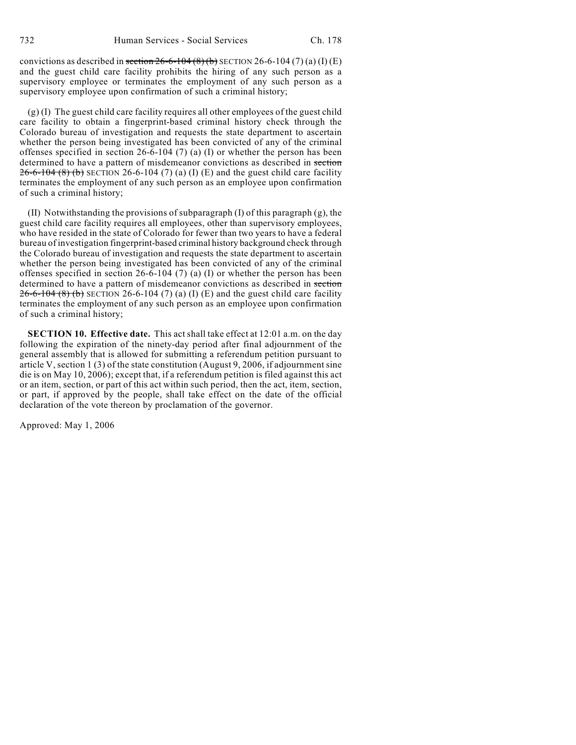convictions as described in ~~section 26-6-104 (8) (b)~~ SECTION 26-6-104 (7) (a) (I) (E) and the guest child care facility prohibits the hiring of any such person as a supervisory employee or terminates the employment of any such person as a supervisory employee upon confirmation of such a criminal history;

(g) (I) The guest child care facility requires all other employees of the guest child care facility to obtain a fingerprint-based criminal history check through the Colorado bureau of investigation and requests the state department to ascertain whether the person being investigated has been convicted of any of the criminal offenses specified in section 26-6-104 (7) (a) (I) or whether the person has been determined to have a pattern of misdemeanor convictions as described in ~~section 26-6-104 (8) (b)~~ SECTION 26-6-104 (7) (a) (I) (E) and the guest child care facility terminates the employment of any such person as an employee upon confirmation of such a criminal history;

(II) Notwithstanding the provisions of subparagraph (I) of this paragraph (g), the guest child care facility requires all employees, other than supervisory employees, who have resided in the state of Colorado for fewer than two years to have a federal bureau of investigation fingerprint-based criminal history background check through the Colorado bureau of investigation and requests the state department to ascertain whether the person being investigated has been convicted of any of the criminal offenses specified in section 26-6-104 (7) (a) (I) or whether the person has been determined to have a pattern of misdemeanor convictions as described in ~~section 26-6-104 (8) (b)~~ SECTION 26-6-104 (7) (a) (I) (E) and the guest child care facility terminates the employment of any such person as an employee upon confirmation of such a criminal history;

**SECTION 10. Effective date.** This act shall take effect at 12:01 a.m. on the day following the expiration of the ninety-day period after final adjournment of the general assembly that is allowed for submitting a referendum petition pursuant to article V, section 1 (3) of the state constitution (August 9, 2006, if adjournment sine die is on May 10, 2006); except that, if a referendum petition is filed against this act or an item, section, or part of this act within such period, then the act, item, section, or part, if approved by the people, shall take effect on the date of the official declaration of the vote thereon by proclamation of the governor.

Approved: May 1, 2006